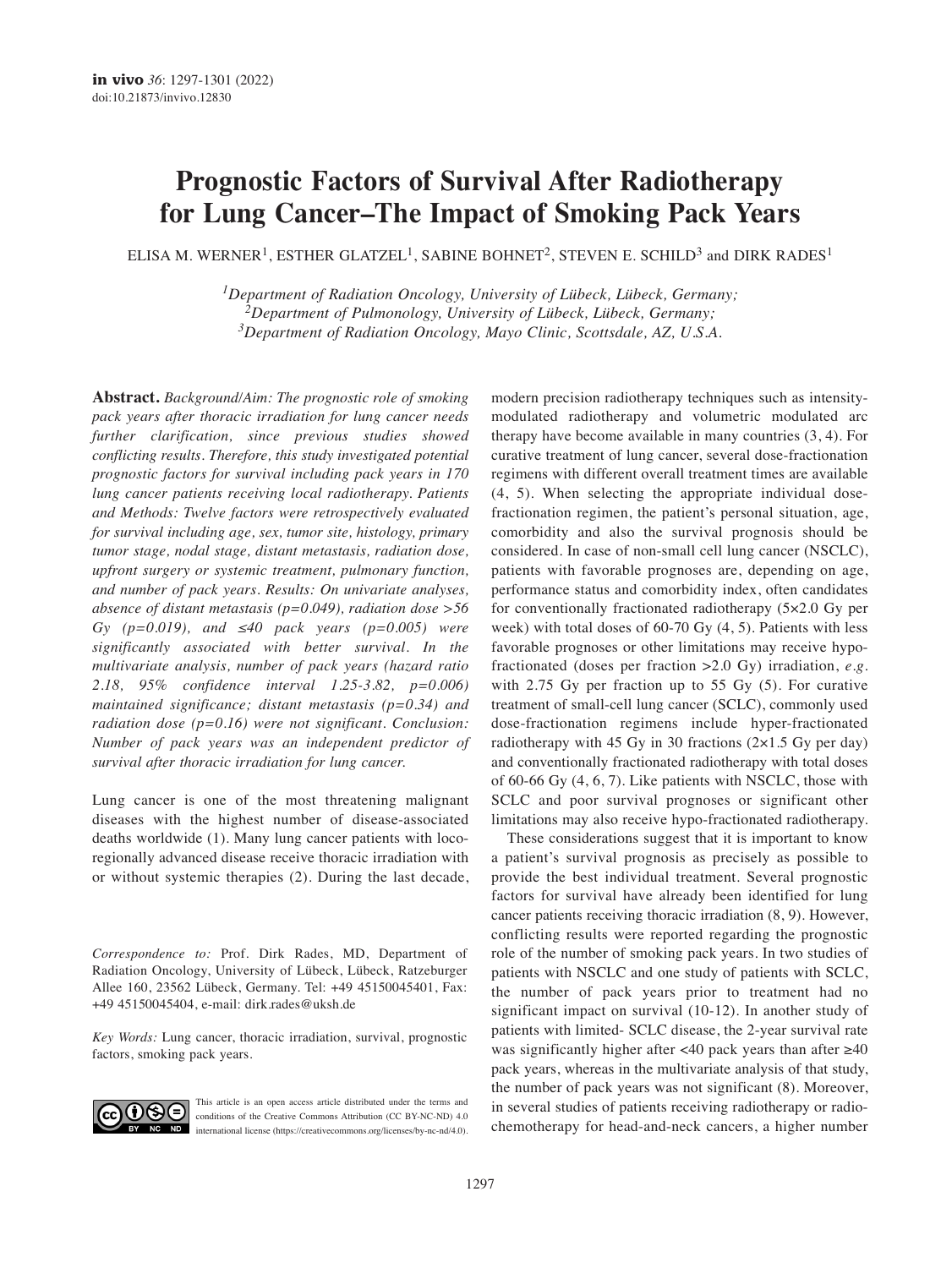# Prognostic Factors of Survival After Radiotherapy for Lung Cancer–The Impact of Smoking Pack Years

ELISA M. WERNER[1], ESTHER GLATZEL[1], SABINE BOHNET[2], STEVEN E. SCHILD[3] and DIRK RADES[1]

[1]*Department of Radiation Oncology, University of Lübeck, Lübeck, Germany;*
[2]*Department of Pulmonology, University of Lübeck, Lübeck, Germany;*
[3]*Department of Radiation Oncology, Mayo Clinic, Scottsdale, AZ, U.S.A.*

**Abstract.** *Background/Aim: The prognostic role of smoking pack years after thoracic irradiation for lung cancer needs further clarification, since previous studies showed conflicting results. Therefore, this study investigated potential prognostic factors for survival including pack years in 170 lung cancer patients receiving local radiotherapy. Patients and Methods: Twelve factors were retrospectively evaluated for survival including age, sex, tumor site, histology, primary tumor stage, nodal stage, distant metastasis, radiation dose, upfront surgery or systemic treatment, pulmonary function, and number of pack years. Results: On univariate analyses, absence of distant metastasis (p=0.049), radiation dose >56 Gy (p=0.019), and ≤40 pack years (p=0.005) were significantly associated with better survival. In the multivariate analysis, number of pack years (hazard ratio 2.18, 95% confidence interval 1.25-3.82, p=0.006) maintained significance; distant metastasis (p=0.34) and radiation dose (p=0.16) were not significant. Conclusion: Number of pack years was an independent predictor of survival after thoracic irradiation for lung cancer.*

Lung cancer is one of the most threatening malignant diseases with the highest number of disease-associated deaths worldwide (1). Many lung cancer patients with loco-regionally advanced disease receive thoracic irradiation with or without systemic therapies (2). During the last decade, modern precision radiotherapy techniques such as intensity-modulated radiotherapy and volumetric modulated arc therapy have become available in many countries (3, 4). For curative treatment of lung cancer, several dose-fractionation regimens with different overall treatment times are available (4, 5). When selecting the appropriate individual dose-fractionation regimen, the patient's personal situation, age, comorbidity and also the survival prognosis should be considered. In case of non-small cell lung cancer (NSCLC), patients with favorable prognoses are, depending on age, performance status and comorbidity index, often candidates for conventionally fractionated radiotherapy (5×2.0 Gy per week) with total doses of 60-70 Gy (4, 5). Patients with less favorable prognoses or other limitations may receive hypo-fractionated (doses per fraction >2.0 Gy) irradiation, *e.g.* with 2.75 Gy per fraction up to 55 Gy (5). For curative treatment of small-cell lung cancer (SCLC), commonly used dose-fractionation regimens include hyper-fractionated radiotherapy with 45 Gy in 30 fractions (2×1.5 Gy per day) and conventionally fractionated radiotherapy with total doses of 60-66 Gy (4, 6, 7). Like patients with NSCLC, those with SCLC and poor survival prognoses or significant other limitations may also receive hypo-fractionated radiotherapy.

These considerations suggest that it is important to know a patient's survival prognosis as precisely as possible to provide the best individual treatment. Several prognostic factors for survival have already been identified for lung cancer patients receiving thoracic irradiation (8, 9). However, conflicting results were reported regarding the prognostic role of the number of smoking pack years. In two studies of patients with NSCLC and one study of patients with SCLC, the number of pack years prior to treatment had no significant impact on survival (10-12). In another study of patients with limited- SCLC disease, the 2-year survival rate was significantly higher after <40 pack years than after ≥40 pack years, whereas in the multivariate analysis of that study, the number of pack years was not significant (8). Moreover, in several studies of patients receiving radiotherapy or radio-chemotherapy for head-and-neck cancers, a higher number

*Correspondence to:* Prof. Dirk Rades, MD, Department of Radiation Oncology, University of Lübeck, Lübeck, Ratzeburger Allee 160, 23562 Lübeck, Germany. Tel: +49 45150045401, Fax: +49 45150045404, e-mail: dirk.rades@uksh.de

*Key Words:* Lung cancer, thoracic irradiation, survival, prognostic factors, smoking pack years.

This article is an open access article distributed under the terms and conditions of the Creative Commons Attribution (CC BY-NC-ND) 4.0 international license (https://creativecommons.org/licenses/by-nc-nd/4.0).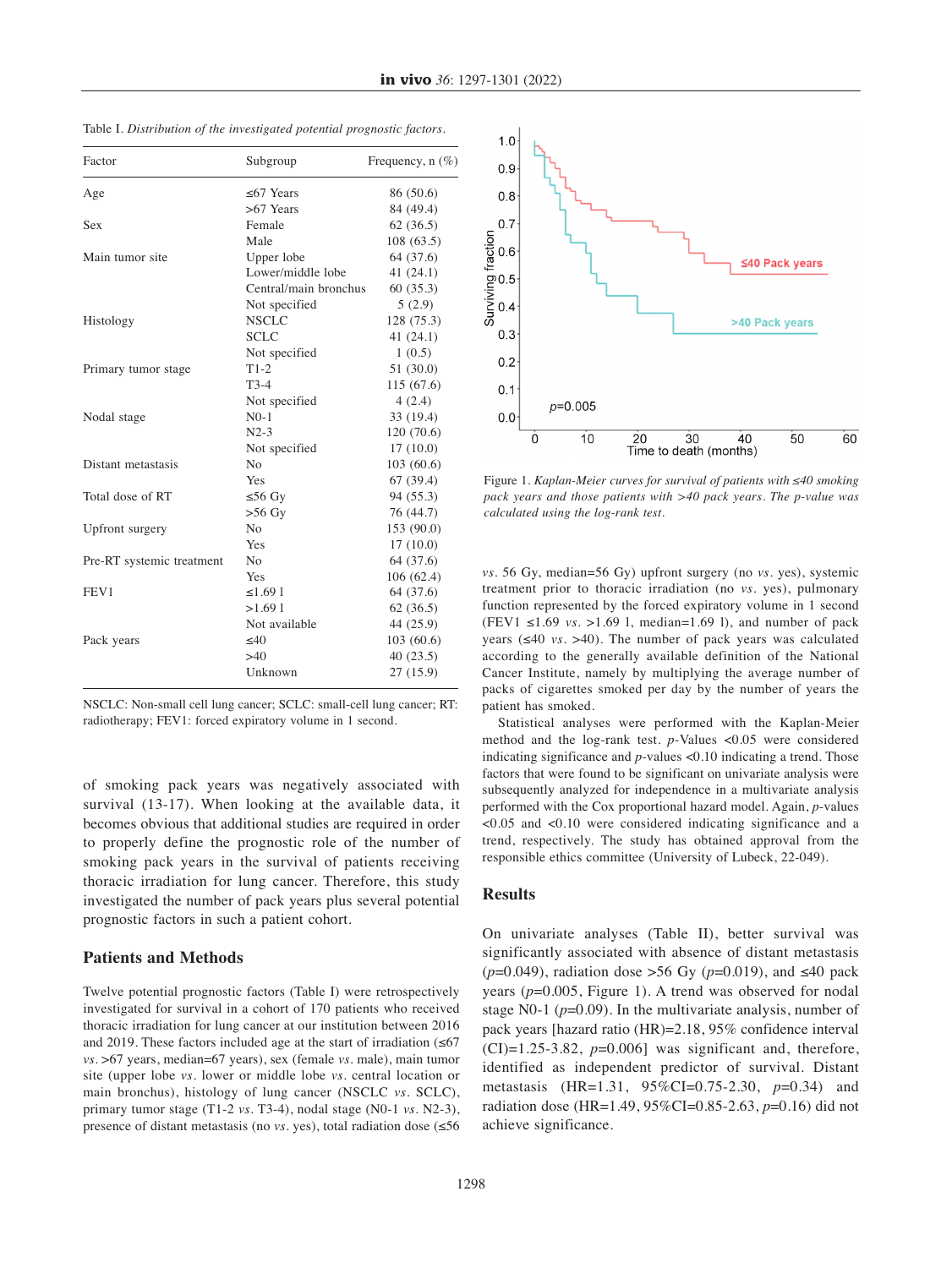Table I. *Distribution of the investigated potential prognostic factors.*

| Factor | Subgroup | Frequency, n (%) |
|---|---|---|
| Age | ≤67 Years | 86 (50.6) |
| | >67 Years | 84 (49.4) |
| Sex | Female | 62 (36.5) |
| | Male | 108 (63.5) |
| Main tumor site | Upper lobe | 64 (37.6) |
| | Lower/middle lobe | 41 (24.1) |
| | Central/main bronchus | 60 (35.3) |
| | Not specified | 5 (2.9) |
| Histology | NSCLC | 128 (75.3) |
| | SCLC | 41 (24.1) |
| | Not specified | 1 (0.5) |
| Primary tumor stage | T1-2 | 51 (30.0) |
| | T3-4 | 115 (67.6) |
| | Not specified | 4 (2.4) |
| Nodal stage | N0-1 | 33 (19.4) |
| | N2-3 | 120 (70.6) |
| | Not specified | 17 (10.0) |
| Distant metastasis | No | 103 (60.6) |
| | Yes | 67 (39.4) |
| Total dose of RT | ≤56 Gy | 94 (55.3) |
| | >56 Gy | 76 (44.7) |
| Upfront surgery | No | 153 (90.0) |
| | Yes | 17 (10.0) |
| Pre-RT systemic treatment | No | 64 (37.6) |
| | Yes | 106 (62.4) |
| FEV1 | ≤1.69 l | 64 (37.6) |
| | >1.69 l | 62 (36.5) |
| | Not available | 44 (25.9) |
| Pack years | ≤40 | 103 (60.6) |
| | >40 | 40 (23.5) |
| | Unknown | 27 (15.9) |

NSCLC: Non-small cell lung cancer; SCLC: small-cell lung cancer; RT: radiotherapy; FEV1: forced expiratory volume in 1 second.

of smoking pack years was negatively associated with survival (13-17). When looking at the available data, it becomes obvious that additional studies are required in order to properly define the prognostic role of the number of smoking pack years in the survival of patients receiving thoracic irradiation for lung cancer. Therefore, this study investigated the number of pack years plus several potential prognostic factors in such a patient cohort.

## Patients and Methods

Twelve potential prognostic factors (Table I) were retrospectively investigated for survival in a cohort of 170 patients who received thoracic irradiation for lung cancer at our institution between 2016 and 2019. These factors included age at the start of irradiation (≤67 *vs.* >67 years, median=67 years), sex (female *vs.* male), main tumor site (upper lobe *vs.* lower or middle lobe *vs.* central location or main bronchus), histology of lung cancer (NSCLC *vs.* SCLC), primary tumor stage (T1-2 *vs.* T3-4), nodal stage (N0-1 *vs.* N2-3), presence of distant metastasis (no *vs.* yes), total radiation dose (≤56 *vs.* 56 Gy, median=56 Gy) upfront surgery (no *vs.* yes), systemic treatment prior to thoracic irradiation (no *vs.* yes), pulmonary function represented by the forced expiratory volume in 1 second (FEV1 ≤1.69 *vs.* >1.69 l, median=1.69 l), and number of pack years (≤40 *vs.* >40). The number of pack years was calculated according to the generally available definition of the National Cancer Institute, namely by multiplying the average number of packs of cigarettes smoked per day by the number of years the patient has smoked.

Statistical analyses were performed with the Kaplan-Meier method and the log-rank test. *p*-Values <0.05 were considered indicating significance and *p*-values <0.10 indicating a trend. Those factors that were found to be significant on univariate analysis were subsequently analyzed for independence in a multivariate analysis performed with the Cox proportional hazard model. Again, *p*-values <0.05 and <0.10 were considered indicating significance and a trend, respectively. The study has obtained approval from the responsible ethics committee (University of Lubeck, 22-049).

Figure 1. *Kaplan-Meier curves for survival of patients with ≤40 smoking pack years and those patients with >40 pack years. The p-value was calculated using the log-rank test.*

## Results

On univariate analyses (Table II), better survival was significantly associated with absence of distant metastasis ($p$=0.049), radiation dose >56 Gy ($p$=0.019), and ≤40 pack years ($p$=0.005, Figure 1). A trend was observed for nodal stage N0-1 ($p$=0.09). In the multivariate analysis, number of pack years [hazard ratio (HR)=2.18, 95% confidence interval (CI)=1.25-3.82, $p$=0.006] was significant and, therefore, identified as independent predictor of survival. Distant metastasis (HR=1.31, 95%CI=0.75-2.30, $p$=0.34) and radiation dose (HR=1.49, 95%CI=0.85-2.63, $p$=0.16) did not achieve significance.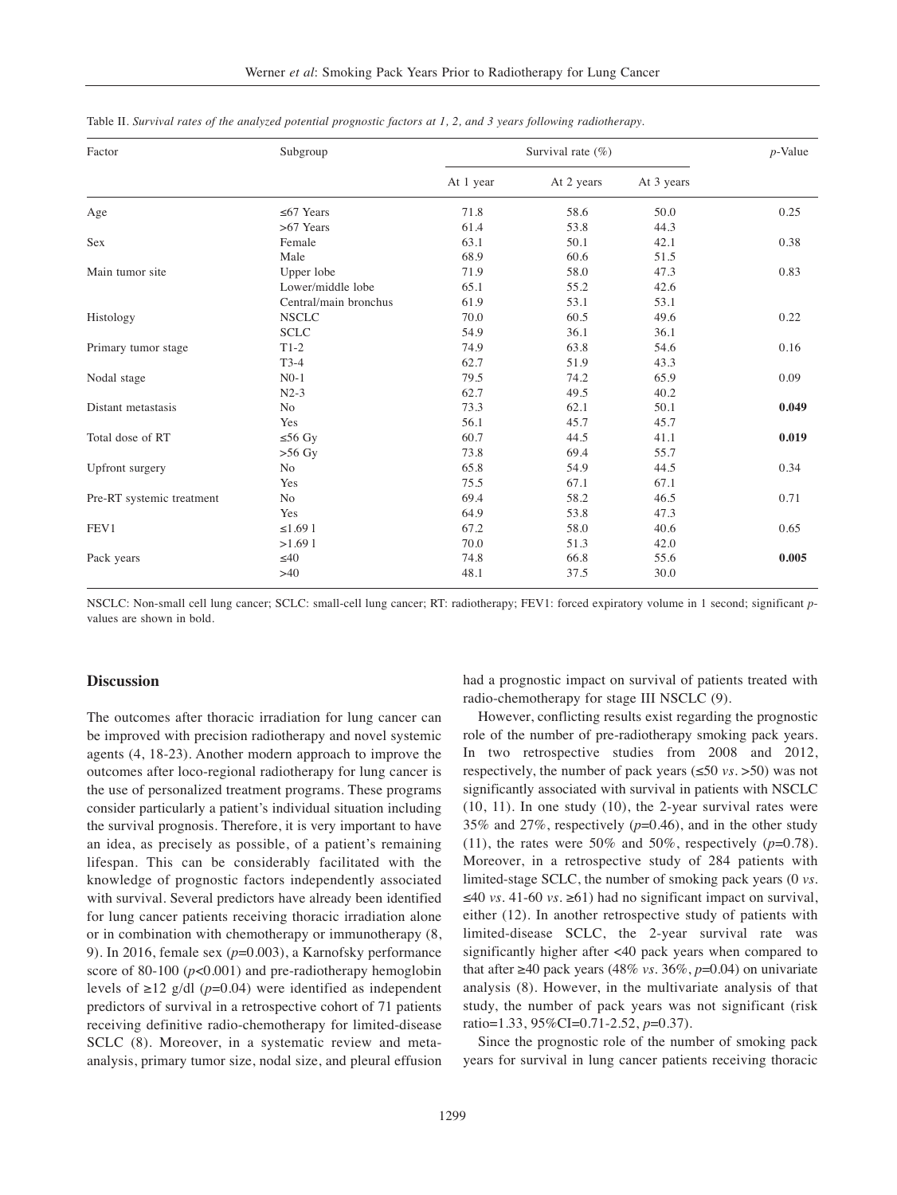Table II. *Survival rates of the analyzed potential prognostic factors at 1, 2, and 3 years following radiotherapy.*

| Factor | Subgroup | Survival rate (%) | | | *p*-Value |
|---|---|---|---|---|---|
| | | At 1 year | At 2 years | At 3 years | |
| Age | ≤67 Years | 71.8 | 58.6 | 50.0 | 0.25 |
| | >67 Years | 61.4 | 53.8 | 44.3 | |
| Sex | Female | 63.1 | 50.1 | 42.1 | 0.38 |
| | Male | 68.9 | 60.6 | 51.5 | |
| Main tumor site | Upper lobe | 71.9 | 58.0 | 47.3 | 0.83 |
| | Lower/middle lobe | 65.1 | 55.2 | 42.6 | |
| | Central/main bronchus | 61.9 | 53.1 | 53.1 | |
| Histology | NSCLC | 70.0 | 60.5 | 49.6 | 0.22 |
| | SCLC | 54.9 | 36.1 | 36.1 | |
| Primary tumor stage | T1-2 | 74.9 | 63.8 | 54.6 | 0.16 |
| | T3-4 | 62.7 | 51.9 | 43.3 | |
| Nodal stage | N0-1 | 79.5 | 74.2 | 65.9 | 0.09 |
| | N2-3 | 62.7 | 49.5 | 40.2 | |
| Distant metastasis | No | 73.3 | 62.1 | 50.1 | **0.049** |
| | Yes | 56.1 | 45.7 | 45.7 | |
| Total dose of RT | ≤56 Gy | 60.7 | 44.5 | 41.1 | **0.019** |
| | >56 Gy | 73.8 | 69.4 | 55.7 | |
| Upfront surgery | No | 65.8 | 54.9 | 44.5 | 0.34 |
| | Yes | 75.5 | 67.1 | 67.1 | |
| Pre-RT systemic treatment | No | 69.4 | 58.2 | 46.5 | 0.71 |
| | Yes | 64.9 | 53.8 | 47.3 | |
| FEV1 | ≤1.69 l | 67.2 | 58.0 | 40.6 | 0.65 |
| | >1.69 l | 70.0 | 51.3 | 42.0 | |
| Pack years | ≤40 | 74.8 | 66.8 | 55.6 | **0.005** |
| | >40 | 48.1 | 37.5 | 30.0 | |

NSCLC: Non-small cell lung cancer; SCLC: small-cell lung cancer; RT: radiotherapy; FEV1: forced expiratory volume in 1 second; significant *p*-values are shown in bold.

## Discussion

The outcomes after thoracic irradiation for lung cancer can be improved with precision radiotherapy and novel systemic agents (4, 18-23). Another modern approach to improve the outcomes after loco-regional radiotherapy for lung cancer is the use of personalized treatment programs. These programs consider particularly a patient's individual situation including the survival prognosis. Therefore, it is very important to have an idea, as precisely as possible, of a patient's remaining lifespan. This can be considerably facilitated with the knowledge of prognostic factors independently associated with survival. Several predictors have already been identified for lung cancer patients receiving thoracic irradiation alone or in combination with chemotherapy or immunotherapy (8, 9). In 2016, female sex ($p$=0.003), a Karnofsky performance score of 80-100 ($p$<0.001) and pre-radiotherapy hemoglobin levels of ≥12 g/dl ($p$=0.04) were identified as independent predictors of survival in a retrospective cohort of 71 patients receiving definitive radio-chemotherapy for limited-disease SCLC (8). Moreover, in a systematic review and meta-analysis, primary tumor size, nodal size, and pleural effusion had a prognostic impact on survival of patients treated with radio-chemotherapy for stage III NSCLC (9).

However, conflicting results exist regarding the prognostic role of the number of pre-radiotherapy smoking pack years. In two retrospective studies from 2008 and 2012, respectively, the number of pack years (≤50 *vs.* >50) was not significantly associated with survival in patients with NSCLC (10, 11). In one study (10), the 2-year survival rates were 35% and 27%, respectively ($p$=0.46), and in the other study (11), the rates were 50% and 50%, respectively ($p$=0.78). Moreover, in a retrospective study of 284 patients with limited-stage SCLC, the number of smoking pack years (0 *vs.* ≤40 *vs.* 41-60 *vs.* ≥61) had no significant impact on survival, either (12). In another retrospective study of patients with limited-disease SCLC, the 2-year survival rate was significantly higher after <40 pack years when compared to that after ≥40 pack years (48% *vs.* 36%, $p$=0.04) on univariate analysis (8). However, in the multivariate analysis of that study, the number of pack years was not significant (risk ratio=1.33, 95%CI=0.71-2.52, $p$=0.37).

Since the prognostic role of the number of smoking pack years for survival in lung cancer patients receiving thoracic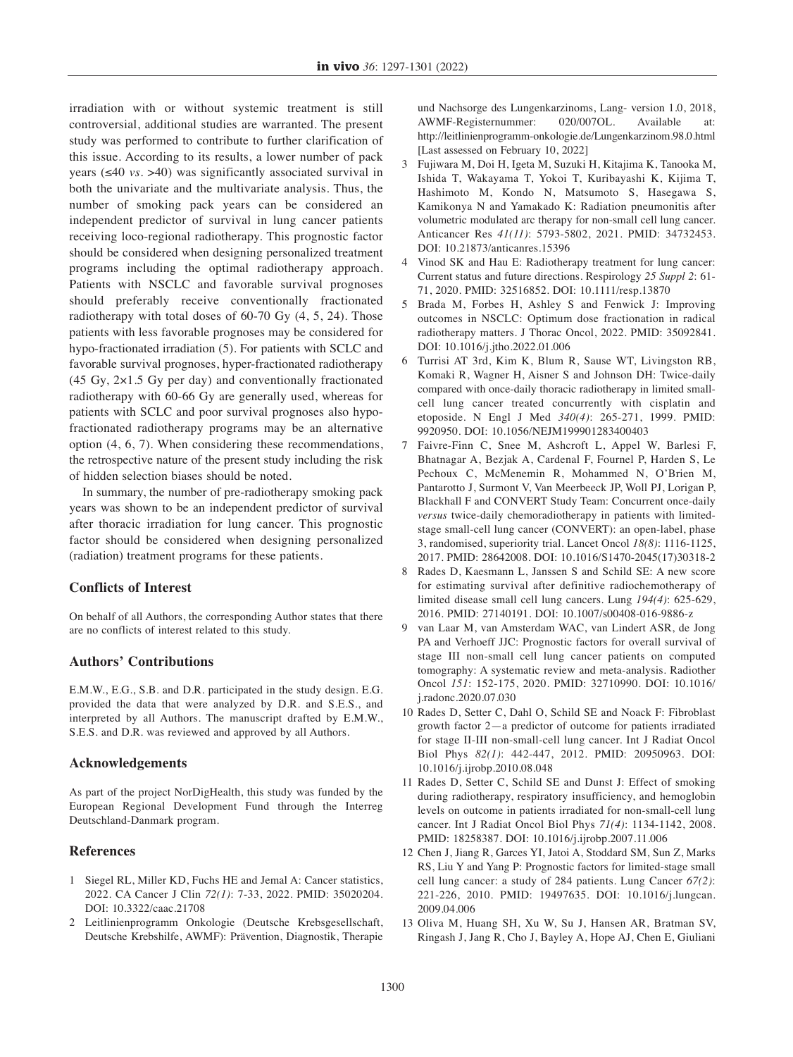irradiation with or without systemic treatment is still controversial, additional studies are warranted. The present study was performed to contribute to further clarification of this issue. According to its results, a lower number of pack years (≤40 *vs.* >40) was significantly associated survival in both the univariate and the multivariate analysis. Thus, the number of smoking pack years can be considered an independent predictor of survival in lung cancer patients receiving loco-regional radiotherapy. This prognostic factor should be considered when designing personalized treatment programs including the optimal radiotherapy approach. Patients with NSCLC and favorable survival prognoses should preferably receive conventionally fractionated radiotherapy with total doses of 60-70 Gy (4, 5, 24). Those patients with less favorable prognoses may be considered for hypo-fractionated irradiation (5). For patients with SCLC and favorable survival prognoses, hyper-fractionated radiotherapy (45 Gy, 2×1.5 Gy per day) and conventionally fractionated radiotherapy with 60-66 Gy are generally used, whereas for patients with SCLC and poor survival prognoses also hypo-fractionated radiotherapy programs may be an alternative option (4, 6, 7). When considering these recommendations, the retrospective nature of the present study including the risk of hidden selection biases should be noted.

In summary, the number of pre-radiotherapy smoking pack years was shown to be an independent predictor of survival after thoracic irradiation for lung cancer. This prognostic factor should be considered when designing personalized (radiation) treatment programs for these patients.

## Conflicts of Interest

On behalf of all Authors, the corresponding Author states that there are no conflicts of interest related to this study.

## Authors' Contributions

E.M.W., E.G., S.B. and D.R. participated in the study design. E.G. provided the data that were analyzed by D.R. and S.E.S., and interpreted by all Authors. The manuscript drafted by E.M.W., S.E.S. and D.R. was reviewed and approved by all Authors.

## Acknowledgements

As part of the project NorDigHealth, this study was funded by the European Regional Development Fund through the Interreg Deutschland-Danmark program.

## References

1. Siegel RL, Miller KD, Fuchs HE and Jemal A: Cancer statistics, 2022. CA Cancer J Clin *72(1)*: 7-33, 2022. PMID: 35020204. DOI: 10.3322/caac.21708
2. Leitlinienprogramm Onkologie (Deutsche Krebsgesellschaft, Deutsche Krebshilfe, AWMF): Prävention, Diagnostik, Therapie und Nachsorge des Lungenkarzinoms, Lang- version 1.0, 2018, AWMF-Registernummer: 020/007OL. Available at: http://leitlinienprogramm-onkologie.de/Lungenkarzinom.98.0.html [Last assessed on February 10, 2022]
3. Fujiwara M, Doi H, Igeta M, Suzuki H, Kitajima K, Tanooka M, Ishida T, Wakayama T, Yokoi T, Kuribayashi K, Kijima T, Hashimoto M, Kondo N, Matsumoto S, Hasegawa S, Kamikonya N and Yamakado K: Radiation pneumonitis after volumetric modulated arc therapy for non-small cell lung cancer. Anticancer Res *41(11)*: 5793-5802, 2021. PMID: 34732453. DOI: 10.21873/anticanres.15396
4. Vinod SK and Hau E: Radiotherapy treatment for lung cancer: Current status and future directions. Respirology *25 Suppl 2*: 61-71, 2020. PMID: 32516852. DOI: 10.1111/resp.13870
5. Brada M, Forbes H, Ashley S and Fenwick J: Improving outcomes in NSCLC: Optimum dose fractionation in radical radiotherapy matters. J Thorac Oncol, 2022. PMID: 35092841. DOI: 10.1016/j.jtho.2022.01.006
6. Turrisi AT 3rd, Kim K, Blum R, Sause WT, Livingston RB, Komaki R, Wagner H, Aisner S and Johnson DH: Twice-daily compared with once-daily thoracic radiotherapy in limited small-cell lung cancer treated concurrently with cisplatin and etoposide. N Engl J Med *340(4)*: 265-271, 1999. PMID: 9920950. DOI: 10.1056/NEJM199901283400403
7. Faivre-Finn C, Snee M, Ashcroft L, Appel W, Barlesi F, Bhatnagar A, Bezjak A, Cardenal F, Fournel P, Harden S, Le Pechoux C, McMenemin R, Mohammed N, O'Brien M, Pantarotto J, Surmont V, Van Meerbeeck JP, Woll PJ, Lorigan P, Blackhall F and CONVERT Study Team: Concurrent once-daily *versus* twice-daily chemoradiotherapy in patients with limited-stage small-cell lung cancer (CONVERT): an open-label, phase 3, randomised, superiority trial. Lancet Oncol *18(8)*: 1116-1125, 2017. PMID: 28642008. DOI: 10.1016/S1470-2045(17)30318-2
8. Rades D, Kaesmann L, Janssen S and Schild SE: A new score for estimating survival after definitive radiochemotherapy of limited disease small cell lung cancers. Lung *194(4)*: 625-629, 2016. PMID: 27140191. DOI: 10.1007/s00408-016-9886-z
9. van Laar M, van Amsterdam WAC, van Lindert ASR, de Jong PA and Verhoeff JJC: Prognostic factors for overall survival of stage III non-small cell lung cancer patients on computed tomography: A systematic review and meta-analysis. Radiother Oncol *151*: 152-175, 2020. PMID: 32710990. DOI: 10.1016/j.radonc.2020.07.030
10. Rades D, Setter C, Dahl O, Schild SE and Noack F: Fibroblast growth factor 2—a predictor of outcome for patients irradiated for stage II-III non-small-cell lung cancer. Int J Radiat Oncol Biol Phys *82(1)*: 442-447, 2012. PMID: 20950963. DOI: 10.1016/j.ijrobp.2010.08.048
11. Rades D, Setter C, Schild SE and Dunst J: Effect of smoking during radiotherapy, respiratory insufficiency, and hemoglobin levels on outcome in patients irradiated for non-small-cell lung cancer. Int J Radiat Oncol Biol Phys *71(4)*: 1134-1142, 2008. PMID: 18258387. DOI: 10.1016/j.ijrobp.2007.11.006
12. Chen J, Jiang R, Garces YI, Jatoi A, Stoddard SM, Sun Z, Marks RS, Liu Y and Yang P: Prognostic factors for limited-stage small cell lung cancer: a study of 284 patients. Lung Cancer *67(2)*: 221-226, 2010. PMID: 19497635. DOI: 10.1016/j.lungcan.2009.04.006
13. Oliva M, Huang SH, Xu W, Su J, Hansen AR, Bratman SV, Ringash J, Jang R, Cho J, Bayley A, Hope AJ, Chen E, Giuliani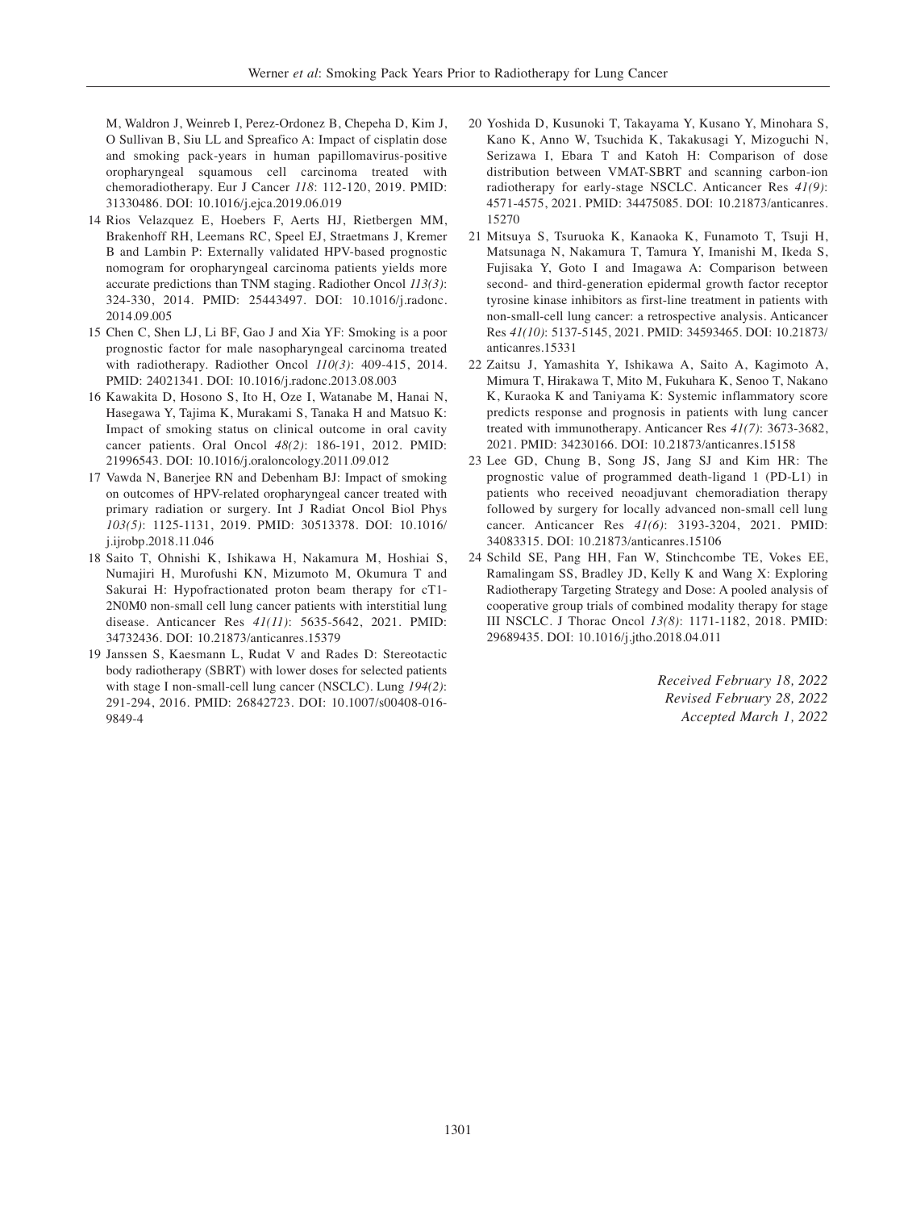M, Waldron J, Weinreb I, Perez-Ordonez B, Chepeha D, Kim J, O Sullivan B, Siu LL and Spreafico A: Impact of cisplatin dose and smoking pack-years in human papillomavirus-positive oropharyngeal squamous cell carcinoma treated with chemoradiotherapy. Eur J Cancer *118*: 112-120, 2019. PMID: 31330486. DOI: 10.1016/j.ejca.2019.06.019

14 Rios Velazquez E, Hoebers F, Aerts HJ, Rietbergen MM, Brakenhoff RH, Leemans RC, Speel EJ, Straetmans J, Kremer B and Lambin P: Externally validated HPV-based prognostic nomogram for oropharyngeal carcinoma patients yields more accurate predictions than TNM staging. Radiother Oncol *113(3)*: 324-330, 2014. PMID: 25443497. DOI: 10.1016/j.radonc.2014.09.005

15 Chen C, Shen LJ, Li BF, Gao J and Xia YF: Smoking is a poor prognostic factor for male nasopharyngeal carcinoma treated with radiotherapy. Radiother Oncol *110(3)*: 409-415, 2014. PMID: 24021341. DOI: 10.1016/j.radonc.2013.08.003

16 Kawakita D, Hosono S, Ito H, Oze I, Watanabe M, Hanai N, Hasegawa Y, Tajima K, Murakami S, Tanaka H and Matsuo K: Impact of smoking status on clinical outcome in oral cavity cancer patients. Oral Oncol *48(2)*: 186-191, 2012. PMID: 21996543. DOI: 10.1016/j.oraloncology.2011.09.012

17 Vawda N, Banerjee RN and Debenham BJ: Impact of smoking on outcomes of HPV-related oropharyngeal cancer treated with primary radiation or surgery. Int J Radiat Oncol Biol Phys *103(5)*: 1125-1131, 2019. PMID: 30513378. DOI: 10.1016/j.ijrobp.2018.11.046

18 Saito T, Ohnishi K, Ishikawa H, Nakamura M, Hoshiai S, Numajiri H, Murofushi KN, Mizumoto M, Okumura T and Sakurai H: Hypofractionated proton beam therapy for cT1-2N0M0 non-small cell lung cancer patients with interstitial lung disease. Anticancer Res *41(11)*: 5635-5642, 2021. PMID: 34732436. DOI: 10.21873/anticanres.15379

19 Janssen S, Kaesmann L, Rudat V and Rades D: Stereotactic body radiotherapy (SBRT) with lower doses for selected patients with stage I non-small-cell lung cancer (NSCLC). Lung *194(2)*: 291-294, 2016. PMID: 26842723. DOI: 10.1007/s00408-016-9849-4

20 Yoshida D, Kusunoki T, Takayama Y, Kusano Y, Minohara S, Kano K, Anno W, Tsuchida K, Takakusagi Y, Mizoguchi N, Serizawa I, Ebara T and Katoh H: Comparison of dose distribution between VMAT-SBRT and scanning carbon-ion radiotherapy for early-stage NSCLC. Anticancer Res *41(9)*: 4571-4575, 2021. PMID: 34475085. DOI: 10.21873/anticanres.15270

21 Mitsuya S, Tsuruoka K, Kanaoka K, Funamoto T, Tsuji H, Matsunaga N, Nakamura T, Tamura Y, Imanishi M, Ikeda S, Fujisaka Y, Goto I and Imagawa A: Comparison between second- and third-generation epidermal growth factor receptor tyrosine kinase inhibitors as first-line treatment in patients with non-small-cell lung cancer: a retrospective analysis. Anticancer Res *41(10)*: 5137-5145, 2021. PMID: 34593465. DOI: 10.21873/anticanres.15331

22 Zaitsu J, Yamashita Y, Ishikawa A, Saito A, Kagimoto A, Mimura T, Hirakawa T, Mito M, Fukuhara K, Senoo T, Nakano K, Kuraoka K and Taniyama K: Systemic inflammatory score predicts response and prognosis in patients with lung cancer treated with immunotherapy. Anticancer Res *41(7)*: 3673-3682, 2021. PMID: 34230166. DOI: 10.21873/anticanres.15158

23 Lee GD, Chung B, Song JS, Jang SJ and Kim HR: The prognostic value of programmed death-ligand 1 (PD-L1) in patients who received neoadjuvant chemoradiation therapy followed by surgery for locally advanced non-small cell lung cancer. Anticancer Res *41(6)*: 3193-3204, 2021. PMID: 34083315. DOI: 10.21873/anticanres.15106

24 Schild SE, Pang HH, Fan W, Stinchcombe TE, Vokes EE, Ramalingam SS, Bradley JD, Kelly K and Wang X: Exploring Radiotherapy Targeting Strategy and Dose: A pooled analysis of cooperative group trials of combined modality therapy for stage III NSCLC. J Thorac Oncol *13(8)*: 1171-1182, 2018. PMID: 29689435. DOI: 10.1016/j.jtho.2018.04.011

*Received February 18, 2022*
*Revised February 28, 2022*
*Accepted March 1, 2022*